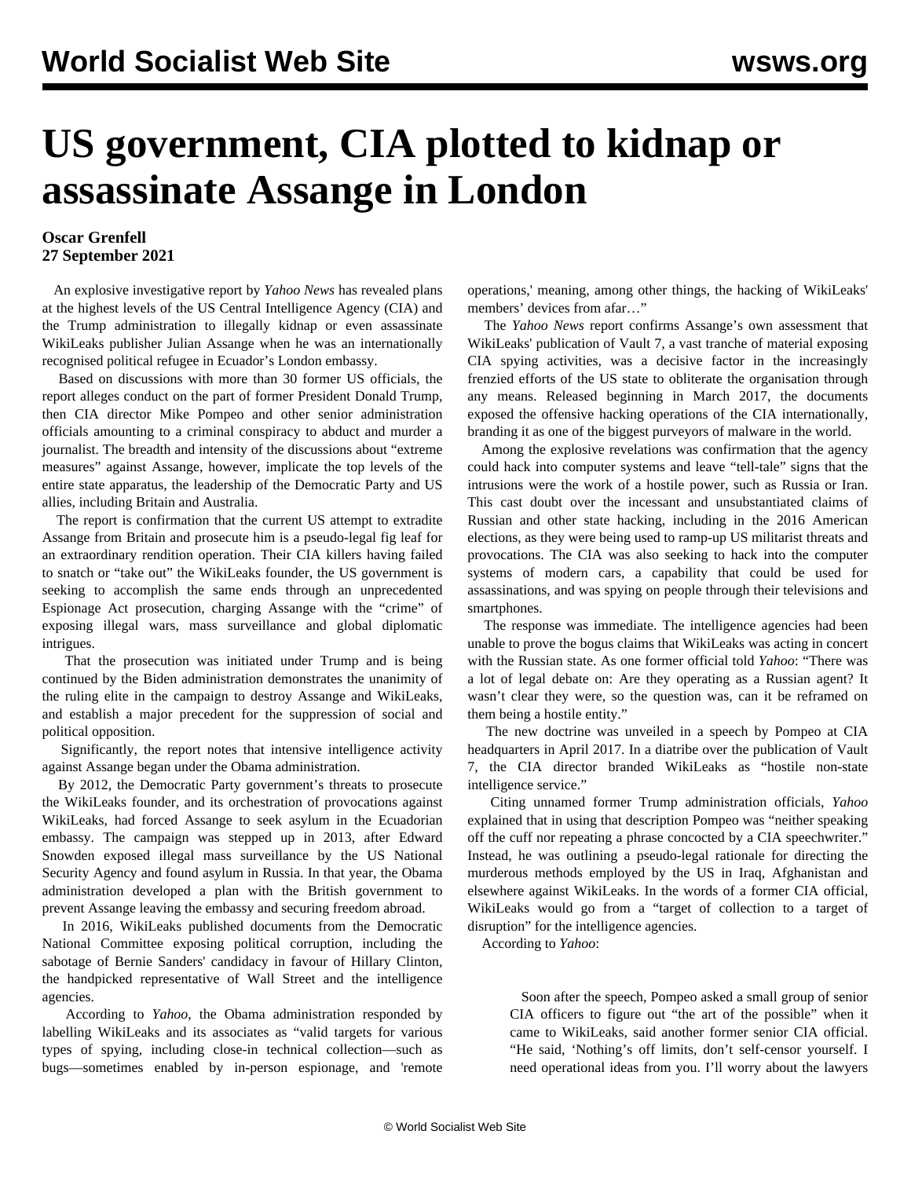# US government, CIA plotted to kidnap or assassinate Assange in London

**Oscar Grenfell**
**27 September 2021**

An explosive investigative report by *Yahoo News* has revealed plans at the highest levels of the US Central Intelligence Agency (CIA) and the Trump administration to illegally kidnap or even assassinate WikiLeaks publisher Julian Assange when he was an internationally recognised political refugee in Ecuador's London embassy.

Based on discussions with more than 30 former US officials, the report alleges conduct on the part of former President Donald Trump, then CIA director Mike Pompeo and other senior administration officials amounting to a criminal conspiracy to abduct and murder a journalist. The breadth and intensity of the discussions about "extreme measures" against Assange, however, implicate the top levels of the entire state apparatus, the leadership of the Democratic Party and US allies, including Britain and Australia.

The report is confirmation that the current US attempt to extradite Assange from Britain and prosecute him is a pseudo-legal fig leaf for an extraordinary rendition operation. Their CIA killers having failed to snatch or "take out" the WikiLeaks founder, the US government is seeking to accomplish the same ends through an unprecedented Espionage Act prosecution, charging Assange with the "crime" of exposing illegal wars, mass surveillance and global diplomatic intrigues.

That the prosecution was initiated under Trump and is being continued by the Biden administration demonstrates the unanimity of the ruling elite in the campaign to destroy Assange and WikiLeaks, and establish a major precedent for the suppression of social and political opposition.

Significantly, the report notes that intensive intelligence activity against Assange began under the Obama administration.

By 2012, the Democratic Party government's threats to prosecute the WikiLeaks founder, and its orchestration of provocations against WikiLeaks, had forced Assange to seek asylum in the Ecuadorian embassy. The campaign was stepped up in 2013, after Edward Snowden exposed illegal mass surveillance by the US National Security Agency and found asylum in Russia. In that year, the Obama administration developed a plan with the British government to prevent Assange leaving the embassy and securing freedom abroad.

In 2016, WikiLeaks published documents from the Democratic National Committee exposing political corruption, including the sabotage of Bernie Sanders' candidacy in favour of Hillary Clinton, the handpicked representative of Wall Street and the intelligence agencies.

According to *Yahoo*, the Obama administration responded by labelling WikiLeaks and its associates as "valid targets for various types of spying, including close-in technical collection—such as bugs—sometimes enabled by in-person espionage, and 'remote operations,' meaning, among other things, the hacking of WikiLeaks' members' devices from afar…"

The *Yahoo News* report confirms Assange's own assessment that WikiLeaks' publication of Vault 7, a vast tranche of material exposing CIA spying activities, was a decisive factor in the increasingly frenzied efforts of the US state to obliterate the organisation through any means. Released beginning in March 2017, the documents exposed the offensive hacking operations of the CIA internationally, branding it as one of the biggest purveyors of malware in the world.

Among the explosive revelations was confirmation that the agency could hack into computer systems and leave "tell-tale" signs that the intrusions were the work of a hostile power, such as Russia or Iran. This cast doubt over the incessant and unsubstantiated claims of Russian and other state hacking, including in the 2016 American elections, as they were being used to ramp-up US militarist threats and provocations. The CIA was also seeking to hack into the computer systems of modern cars, a capability that could be used for assassinations, and was spying on people through their televisions and smartphones.

The response was immediate. The intelligence agencies had been unable to prove the bogus claims that WikiLeaks was acting in concert with the Russian state. As one former official told *Yahoo*: "There was a lot of legal debate on: Are they operating as a Russian agent? It wasn't clear they were, so the question was, can it be reframed on them being a hostile entity."

The new doctrine was unveiled in a speech by Pompeo at CIA headquarters in April 2017. In a diatribe over the publication of Vault 7, the CIA director branded WikiLeaks as "hostile non-state intelligence service."

Citing unnamed former Trump administration officials, *Yahoo* explained that in using that description Pompeo was "neither speaking off the cuff nor repeating a phrase concocted by a CIA speechwriter." Instead, he was outlining a pseudo-legal rationale for directing the murderous methods employed by the US in Iraq, Afghanistan and elsewhere against WikiLeaks. In the words of a former CIA official, WikiLeaks would go from a "target of collection to a target of disruption" for the intelligence agencies.

According to *Yahoo*:

> Soon after the speech, Pompeo asked a small group of senior CIA officers to figure out "the art of the possible" when it came to WikiLeaks, said another former senior CIA official. "He said, 'Nothing's off limits, don't self-censor yourself. I need operational ideas from you. I'll worry about the lawyers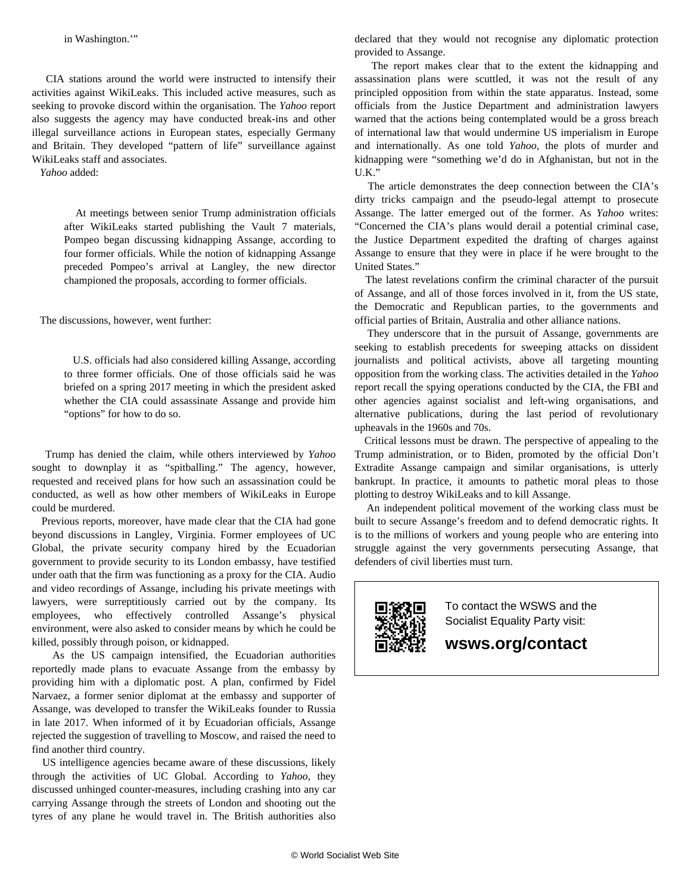in Washington.'"

CIA stations around the world were instructed to intensify their activities against WikiLeaks. This included active measures, such as seeking to provoke discord within the organisation. The *Yahoo* report also suggests the agency may have conducted break-ins and other illegal surveillance actions in European states, especially Germany and Britain. They developed "pattern of life" surveillance against WikiLeaks staff and associates.

*Yahoo* added:

> At meetings between senior Trump administration officials after WikiLeaks started publishing the Vault 7 materials, Pompeo began discussing kidnapping Assange, according to four former officials. While the notion of kidnapping Assange preceded Pompeo's arrival at Langley, the new director championed the proposals, according to former officials.

The discussions, however, went further:

> U.S. officials had also considered killing Assange, according to three former officials. One of those officials said he was briefed on a spring 2017 meeting in which the president asked whether the CIA could assassinate Assange and provide him "options" for how to do so.

Trump has denied the claim, while others interviewed by *Yahoo* sought to downplay it as "spitballing." The agency, however, requested and received plans for how such an assassination could be conducted, as well as how other members of WikiLeaks in Europe could be murdered.

Previous reports, moreover, have made clear that the CIA had gone beyond discussions in Langley, Virginia. Former employees of UC Global, the private security company hired by the Ecuadorian government to provide security to its London embassy, have testified under oath that the firm was functioning as a proxy for the CIA. Audio and video recordings of Assange, including his private meetings with lawyers, were surreptitiously carried out by the company. Its employees, who effectively controlled Assange's physical environment, were also asked to consider means by which he could be killed, possibly through poison, or kidnapped.

As the US campaign intensified, the Ecuadorian authorities reportedly made plans to evacuate Assange from the embassy by providing him with a diplomatic post. A plan, confirmed by Fidel Narvaez, a former senior diplomat at the embassy and supporter of Assange, was developed to transfer the WikiLeaks founder to Russia in late 2017. When informed of it by Ecuadorian officials, Assange rejected the suggestion of travelling to Moscow, and raised the need to find another third country.

US intelligence agencies became aware of these discussions, likely through the activities of UC Global. According to *Yahoo*, they discussed unhinged counter-measures, including crashing into any car carrying Assange through the streets of London and shooting out the tyres of any plane he would travel in. The British authorities also declared that they would not recognise any diplomatic protection provided to Assange.

The report makes clear that to the extent the kidnapping and assassination plans were scuttled, it was not the result of any principled opposition from within the state apparatus. Instead, some officials from the Justice Department and administration lawyers warned that the actions being contemplated would be a gross breach of international law that would undermine US imperialism in Europe and internationally. As one told *Yahoo*, the plots of murder and kidnapping were "something we'd do in Afghanistan, but not in the U.K."

The article demonstrates the deep connection between the CIA's dirty tricks campaign and the pseudo-legal attempt to prosecute Assange. The latter emerged out of the former. As *Yahoo* writes: "Concerned the CIA's plans would derail a potential criminal case, the Justice Department expedited the drafting of charges against Assange to ensure that they were in place if he were brought to the United States."

The latest revelations confirm the criminal character of the pursuit of Assange, and all of those forces involved in it, from the US state, the Democratic and Republican parties, to the governments and official parties of Britain, Australia and other alliance nations.

They underscore that in the pursuit of Assange, governments are seeking to establish precedents for sweeping attacks on dissident journalists and political activists, above all targeting mounting opposition from the working class. The activities detailed in the *Yahoo* report recall the spying operations conducted by the CIA, the FBI and other agencies against socialist and left-wing organisations, and alternative publications, during the last period of revolutionary upheavals in the 1960s and 70s.

Critical lessons must be drawn. The perspective of appealing to the Trump administration, or to Biden, promoted by the official Don't Extradite Assange campaign and similar organisations, is utterly bankrupt. In practice, it amounts to pathetic moral pleas to those plotting to destroy WikiLeaks and to kill Assange.

An independent political movement of the working class must be built to secure Assange's freedom and to defend democratic rights. It is to the millions of workers and young people who are entering into struggle against the very governments persecuting Assange, that defenders of civil liberties must turn.

To contact the WSWS and the Socialist Equality Party visit:

**wsws.org/contact**